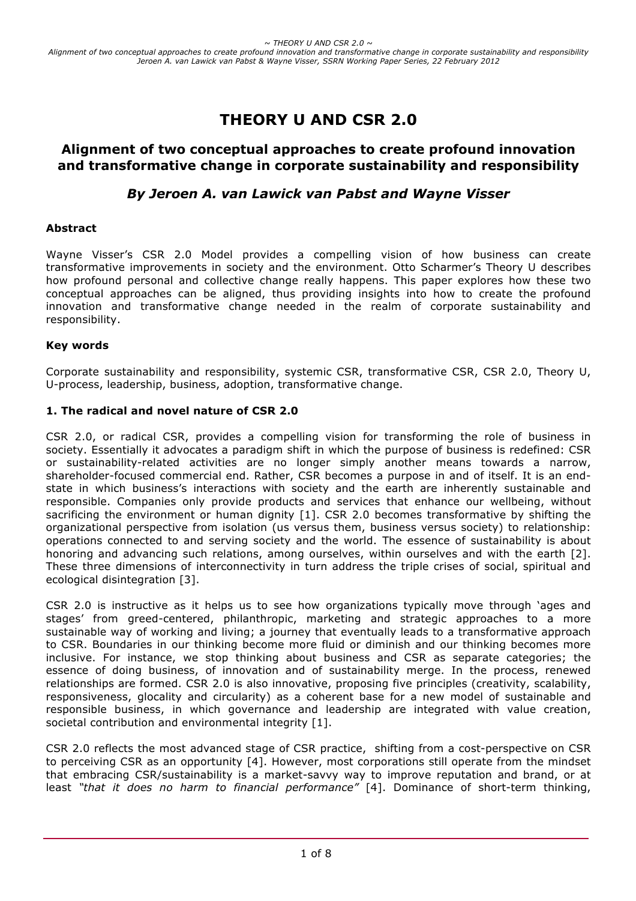# THEORY U AND CSR 2.0

## Alignment of two conceptual approaches to create profound innovation and transformative change in corporate sustainability and responsibility

### *By Jeroen A. van Lawick van Pabst and Wayne Visser*

**Abstract**

Wayne Visser's CSR 2.0 Model provides a compelling vision of how business can create transformative improvements in society and the environment. Otto Scharmer's Theory U describes how profound personal and collective change really happens. This paper explores how these two conceptual approaches can be aligned, thus providing insights into how to create the profound innovation and transformative change needed in the realm of corporate sustainability and responsibility.

**Key words**

Corporate sustainability and responsibility, systemic CSR, transformative CSR, CSR 2.0, Theory U, U-process, leadership, business, adoption, transformative change.

**1. The radical and novel nature of CSR 2.0**

CSR 2.0, or radical CSR, provides a compelling vision for transforming the role of business in society. Essentially it advocates a paradigm shift in which the purpose of business is redefined: CSR or sustainability-related activities are no longer simply another means towards a narrow, shareholder-focused commercial end. Rather, CSR becomes a purpose in and of itself. It is an end-state in which business's interactions with society and the earth are inherently sustainable and responsible. Companies only provide products and services that enhance our wellbeing, without sacrificing the environment or human dignity [1]. CSR 2.0 becomes transformative by shifting the organizational perspective from isolation (us versus them, business versus society) to relationship: operations connected to and serving society and the world. The essence of sustainability is about honoring and advancing such relations, among ourselves, within ourselves and with the earth [2]. These three dimensions of interconnectivity in turn address the triple crises of social, spiritual and ecological disintegration [3].

CSR 2.0 is instructive as it helps us to see how organizations typically move through 'ages and stages' from greed-centered, philanthropic, marketing and strategic approaches to a more sustainable way of working and living; a journey that eventually leads to a transformative approach to CSR. Boundaries in our thinking become more fluid or diminish and our thinking becomes more inclusive. For instance, we stop thinking about business and CSR as separate categories; the essence of doing business, of innovation and of sustainability merge. In the process, renewed relationships are formed. CSR 2.0 is also innovative, proposing five principles (creativity, scalability, responsiveness, glocality and circularity) as a coherent base for a new model of sustainable and responsible business, in which governance and leadership are integrated with value creation, societal contribution and environmental integrity [1].

CSR 2.0 reflects the most advanced stage of CSR practice, shifting from a cost-perspective on CSR to perceiving CSR as an opportunity [4]. However, most corporations still operate from the mindset that embracing CSR/sustainability is a market-savvy way to improve reputation and brand, or at least *"that it does no harm to financial performance"* [4]. Dominance of short-term thinking,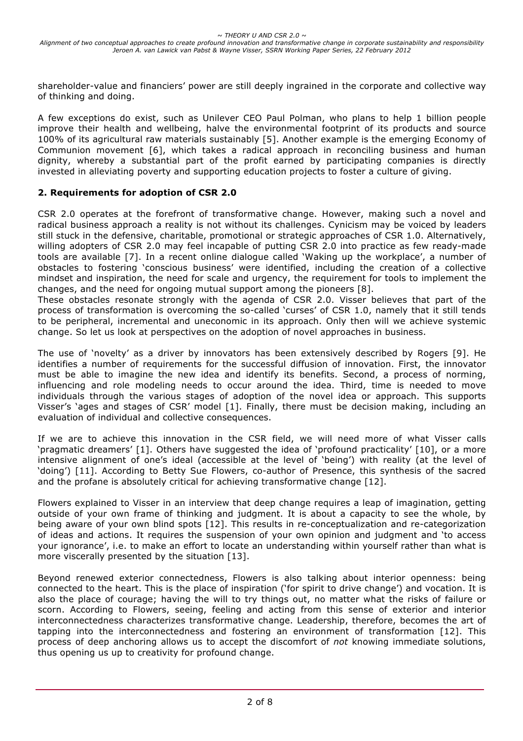shareholder-value and financiers' power are still deeply ingrained in the corporate and collective way of thinking and doing.

A few exceptions do exist, such as Unilever CEO Paul Polman, who plans to help 1 billion people improve their health and wellbeing, halve the environmental footprint of its products and source 100% of its agricultural raw materials sustainably [5]. Another example is the emerging Economy of Communion movement [6], which takes a radical approach in reconciling business and human dignity, whereby a substantial part of the profit earned by participating companies is directly invested in alleviating poverty and supporting education projects to foster a culture of giving.

## 2. Requirements for adoption of CSR 2.0

CSR 2.0 operates at the forefront of transformative change. However, making such a novel and radical business approach a reality is not without its challenges. Cynicism may be voiced by leaders still stuck in the defensive, charitable, promotional or strategic approaches of CSR 1.0. Alternatively, willing adopters of CSR 2.0 may feel incapable of putting CSR 2.0 into practice as few ready-made tools are available [7]. In a recent online dialogue called 'Waking up the workplace', a number of obstacles to fostering 'conscious business' were identified, including the creation of a collective mindset and inspiration, the need for scale and urgency, the requirement for tools to implement the changes, and the need for ongoing mutual support among the pioneers [8].
These obstacles resonate strongly with the agenda of CSR 2.0. Visser believes that part of the process of transformation is overcoming the so-called 'curses' of CSR 1.0, namely that it still tends to be peripheral, incremental and uneconomic in its approach. Only then will we achieve systemic change. So let us look at perspectives on the adoption of novel approaches in business.

The use of 'novelty' as a driver by innovators has been extensively described by Rogers [9]. He identifies a number of requirements for the successful diffusion of innovation. First, the innovator must be able to imagine the new idea and identify its benefits. Second, a process of norming, influencing and role modeling needs to occur around the idea. Third, time is needed to move individuals through the various stages of adoption of the novel idea or approach. This supports Visser's 'ages and stages of CSR' model [1]. Finally, there must be decision making, including an evaluation of individual and collective consequences.

If we are to achieve this innovation in the CSR field, we will need more of what Visser calls 'pragmatic dreamers' [1]. Others have suggested the idea of 'profound practicality' [10], or a more intensive alignment of one's ideal (accessible at the level of 'being') with reality (at the level of 'doing') [11]. According to Betty Sue Flowers, co-author of Presence, this synthesis of the sacred and the profane is absolutely critical for achieving transformative change [12].

Flowers explained to Visser in an interview that deep change requires a leap of imagination, getting outside of your own frame of thinking and judgment. It is about a capacity to see the whole, by being aware of your own blind spots [12]. This results in re-conceptualization and re-categorization of ideas and actions. It requires the suspension of your own opinion and judgment and 'to access your ignorance', i.e. to make an effort to locate an understanding within yourself rather than what is more viscerally presented by the situation [13].

Beyond renewed exterior connectedness, Flowers is also talking about interior openness: being connected to the heart. This is the place of inspiration ('for spirit to drive change') and vocation. It is also the place of courage; having the will to try things out, no matter what the risks of failure or scorn. According to Flowers, seeing, feeling and acting from this sense of exterior and interior interconnectedness characterizes transformative change. Leadership, therefore, becomes the art of tapping into the interconnectedness and fostering an environment of transformation [12]. This process of deep anchoring allows us to accept the discomfort of *not* knowing immediate solutions, thus opening us up to creativity for profound change.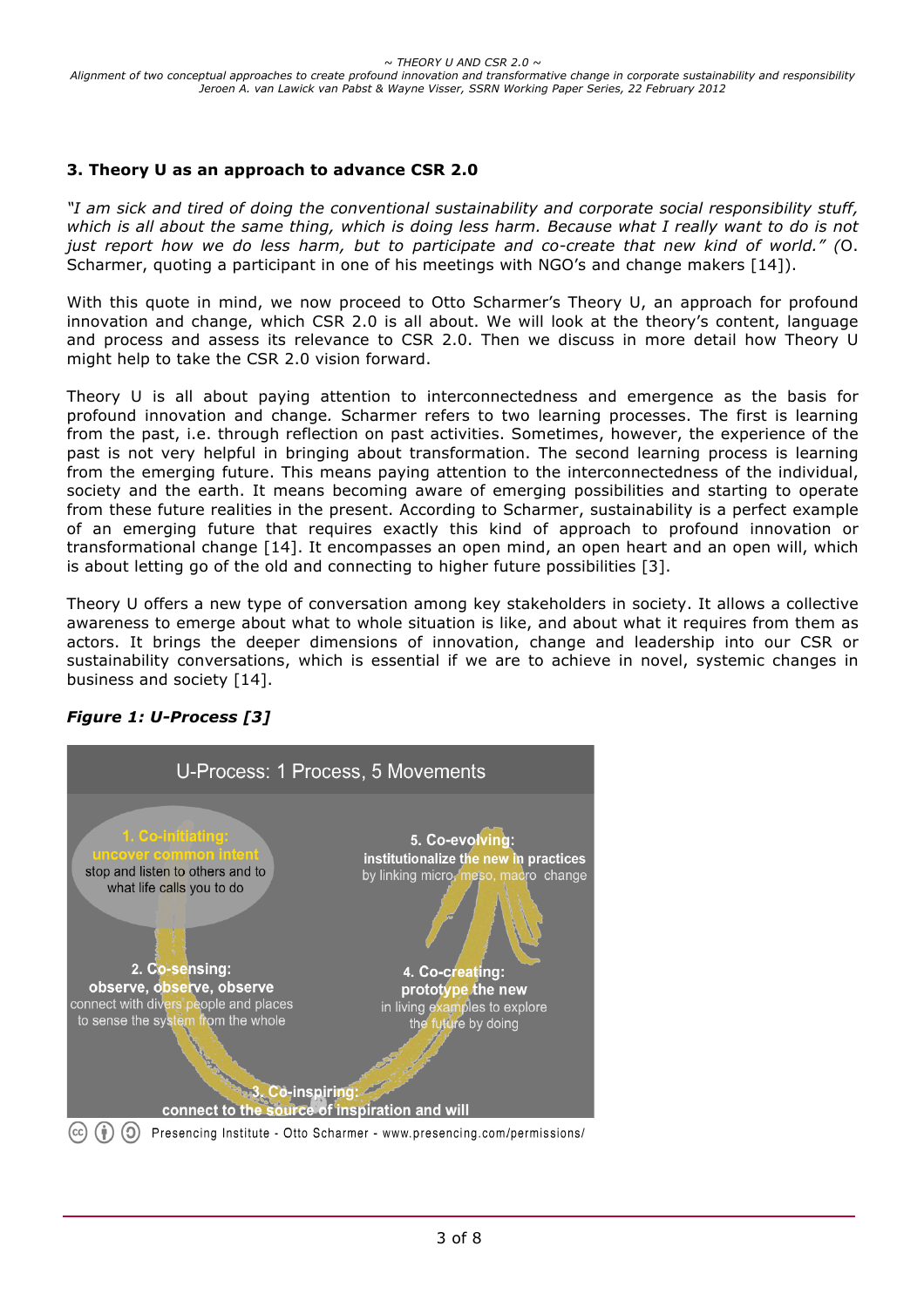### 3. Theory U as an approach to advance CSR 2.0

*"I am sick and tired of doing the conventional sustainability and corporate social responsibility stuff, which is all about the same thing, which is doing less harm. Because what I really want to do is not just report how we do less harm, but to participate and co-create that new kind of world." (*O. Scharmer, quoting a participant in one of his meetings with NGO's and change makers [14]).

With this quote in mind, we now proceed to Otto Scharmer's Theory U, an approach for profound innovation and change, which CSR 2.0 is all about. We will look at the theory's content, language and process and assess its relevance to CSR 2.0. Then we discuss in more detail how Theory U might help to take the CSR 2.0 vision forward.

Theory U is all about paying attention to interconnectedness and emergence as the basis for profound innovation and change. Scharmer refers to two learning processes. The first is learning from the past, i.e. through reflection on past activities. Sometimes, however, the experience of the past is not very helpful in bringing about transformation. The second learning process is learning from the emerging future. This means paying attention to the interconnectedness of the individual, society and the earth. It means becoming aware of emerging possibilities and starting to operate from these future realities in the present. According to Scharmer, sustainability is a perfect example of an emerging future that requires exactly this kind of approach to profound innovation or transformational change [14]. It encompasses an open mind, an open heart and an open will, which is about letting go of the old and connecting to higher future possibilities [3].

Theory U offers a new type of conversation among key stakeholders in society. It allows a collective awareness to emerge about what to whole situation is like, and about what it requires from them as actors. It brings the deeper dimensions of innovation, change and leadership into our CSR or sustainability conversations, which is essential if we are to achieve in novel, systemic changes in business and society [14].

***Figure 1: U-Process [3]***

U-Process: 1 Process, 5 Movements

1. Co-initiating: uncover common intent — stop and listen to others and to what life calls you to do
2. Co-sensing: observe, observe, observe — connect with divers people and places to sense the system from the whole
3. Co-inspiring: connect to the source of inspiration and will
4. Co-creating: prototype the new — in living examples to explore the future by doing
5. Co-evolving: institutionalize the new in practices — by linking micro, meso, macro change

Presencing Institute - Otto Scharmer - www.presencing.com/permissions/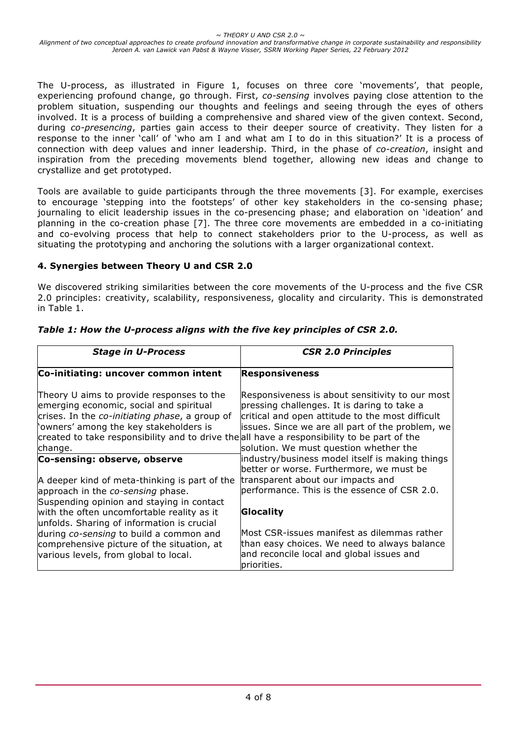The U-process, as illustrated in Figure 1, focuses on three core 'movements', that people, experiencing profound change, go through. First, *co-sensing* involves paying close attention to the problem situation, suspending our thoughts and feelings and seeing through the eyes of others involved. It is a process of building a comprehensive and shared view of the given context. Second, during *co-presencing*, parties gain access to their deeper source of creativity. They listen for a response to the inner 'call' of 'who am I and what am I to do in this situation?' It is a process of connection with deep values and inner leadership. Third, in the phase of *co-creation*, insight and inspiration from the preceding movements blend together, allowing new ideas and change to crystallize and get prototyped.

Tools are available to guide participants through the three movements [3]. For example, exercises to encourage 'stepping into the footsteps' of other key stakeholders in the co-sensing phase; journaling to elicit leadership issues in the co-presencing phase; and elaboration on 'ideation' and planning in the co-creation phase [7]. The three core movements are embedded in a co-initiating and co-evolving process that help to connect stakeholders prior to the U-process, as well as situating the prototyping and anchoring the solutions with a larger organizational context.

### 4. Synergies between Theory U and CSR 2.0

We discovered striking similarities between the core movements of the U-process and the five CSR 2.0 principles: creativity, scalability, responsiveness, glocality and circularity. This is demonstrated in Table 1.

***Table 1: How the U-process aligns with the five key principles of CSR 2.0.***

| *Stage in U-Process* | *CSR 2.0 Principles* |
| --- | --- |
| **Co-initiating: uncover common intent**<br><br>Theory U aims to provide responses to the emerging economic, social and spiritual crises. In the *co-initiating phase*, a group of 'owners' among the key stakeholders is created to take responsibility and to drive the change. | **Responsiveness**<br><br>Responsiveness is about sensitivity to our most pressing challenges. It is daring to take a critical and open attitude to the most difficult issues. Since we are all part of the problem, we all have a responsibility to be part of the solution. We must question whether the industry/business model itself is making things better or worse. Furthermore, we must be transparent about our impacts and performance. This is the essence of CSR 2.0. |
| **Co-sensing: observe, observe**<br><br>A deeper kind of meta-thinking is part of the approach in the *co-sensing* phase. Suspending opinion and staying in contact with the often uncomfortable reality as it unfolds. Sharing of information is crucial during *co-sensing* to build a common and comprehensive picture of the situation, at various levels, from global to local. | **Glocality**<br><br>Most CSR-issues manifest as dilemmas rather than easy choices. We need to always balance and reconcile local and global issues and priorities. |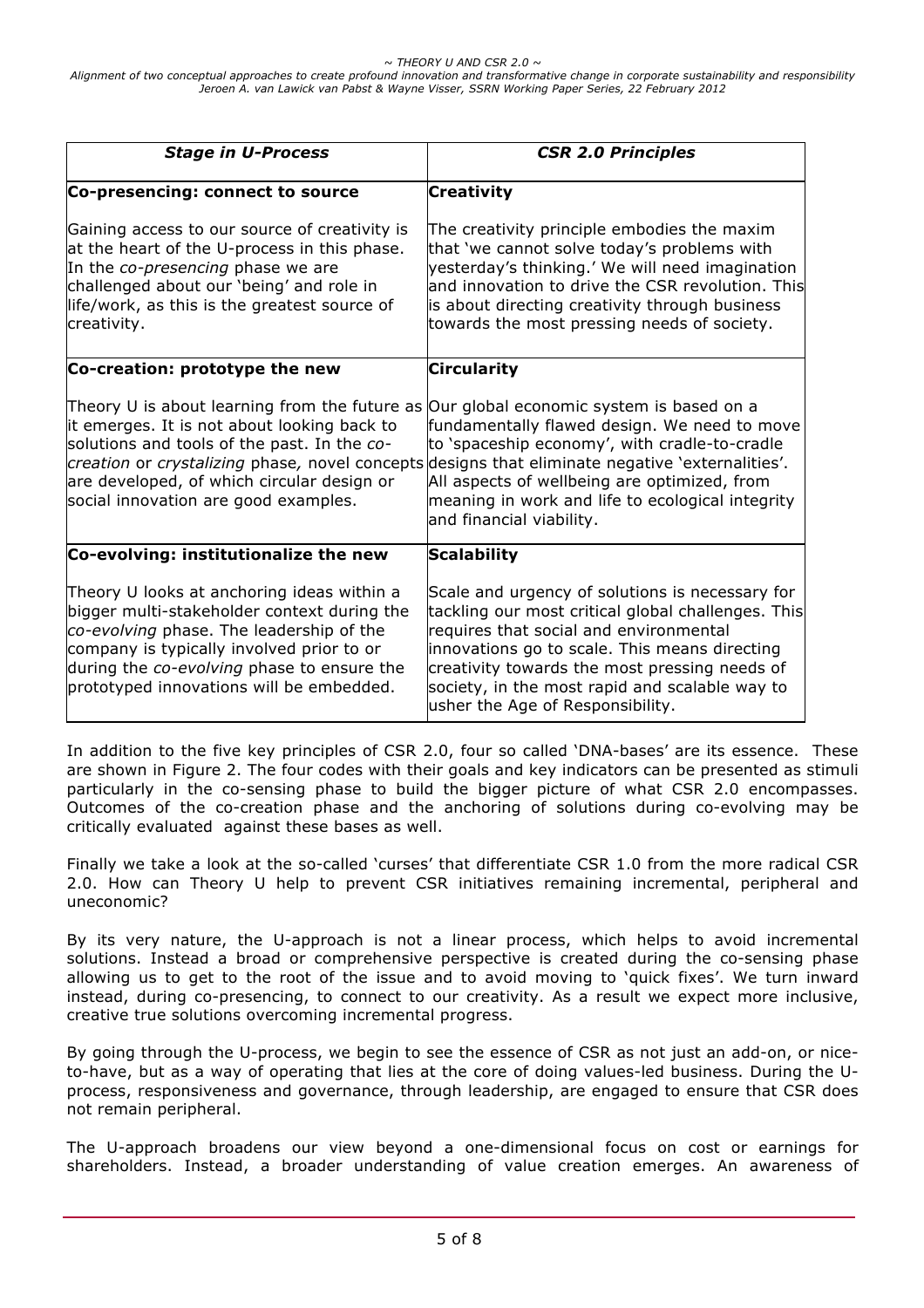| *Stage in U-Process* | *CSR 2.0 Principles* |
|---|---|
| **Co-presencing: connect to source**<br><br>Gaining access to our source of creativity is at the heart of the U-process in this phase. In the *co-presencing* phase we are challenged about our 'being' and role in life/work, as this is the greatest source of creativity. | **Creativity**<br><br>The creativity principle embodies the maxim that 'we cannot solve today's problems with yesterday's thinking.' We will need imagination and innovation to drive the CSR revolution. This is about directing creativity through business towards the most pressing needs of society. |
| **Co-creation: prototype the new**<br><br>Theory U is about learning from the future as it emerges. It is not about looking back to solutions and tools of the past. In the *co-creation* or *crystalizing* phase*,* novel concepts are developed, of which circular design or social innovation are good examples. | **Circularity**<br><br>Our global economic system is based on a fundamentally flawed design. We need to move to 'spaceship economy', with cradle-to-cradle designs that eliminate negative 'externalities'. All aspects of wellbeing are optimized, from meaning in work and life to ecological integrity and financial viability. |
| **Co-evolving: institutionalize the new**<br><br>Theory U looks at anchoring ideas within a bigger multi-stakeholder context during the *co-evolving* phase. The leadership of the company is typically involved prior to or during the *co-evolving* phase to ensure the prototyped innovations will be embedded. | **Scalability**<br><br>Scale and urgency of solutions is necessary for tackling our most critical global challenges. This requires that social and environmental innovations go to scale. This means directing creativity towards the most pressing needs of society, in the most rapid and scalable way to usher the Age of Responsibility. |

In addition to the five key principles of CSR 2.0, four so called 'DNA-bases' are its essence. These are shown in Figure 2. The four codes with their goals and key indicators can be presented as stimuli particularly in the co-sensing phase to build the bigger picture of what CSR 2.0 encompasses. Outcomes of the co-creation phase and the anchoring of solutions during co-evolving may be critically evaluated against these bases as well.

Finally we take a look at the so-called 'curses' that differentiate CSR 1.0 from the more radical CSR 2.0. How can Theory U help to prevent CSR initiatives remaining incremental, peripheral and uneconomic?

By its very nature, the U-approach is not a linear process, which helps to avoid incremental solutions. Instead a broad or comprehensive perspective is created during the co-sensing phase allowing us to get to the root of the issue and to avoid moving to 'quick fixes'. We turn inward instead, during co-presencing, to connect to our creativity. As a result we expect more inclusive, creative true solutions overcoming incremental progress.

By going through the U-process, we begin to see the essence of CSR as not just an add-on, or nice-to-have, but as a way of operating that lies at the core of doing values-led business. During the U-process, responsiveness and governance, through leadership, are engaged to ensure that CSR does not remain peripheral.

The U-approach broadens our view beyond a one-dimensional focus on cost or earnings for shareholders. Instead, a broader understanding of value creation emerges. An awareness of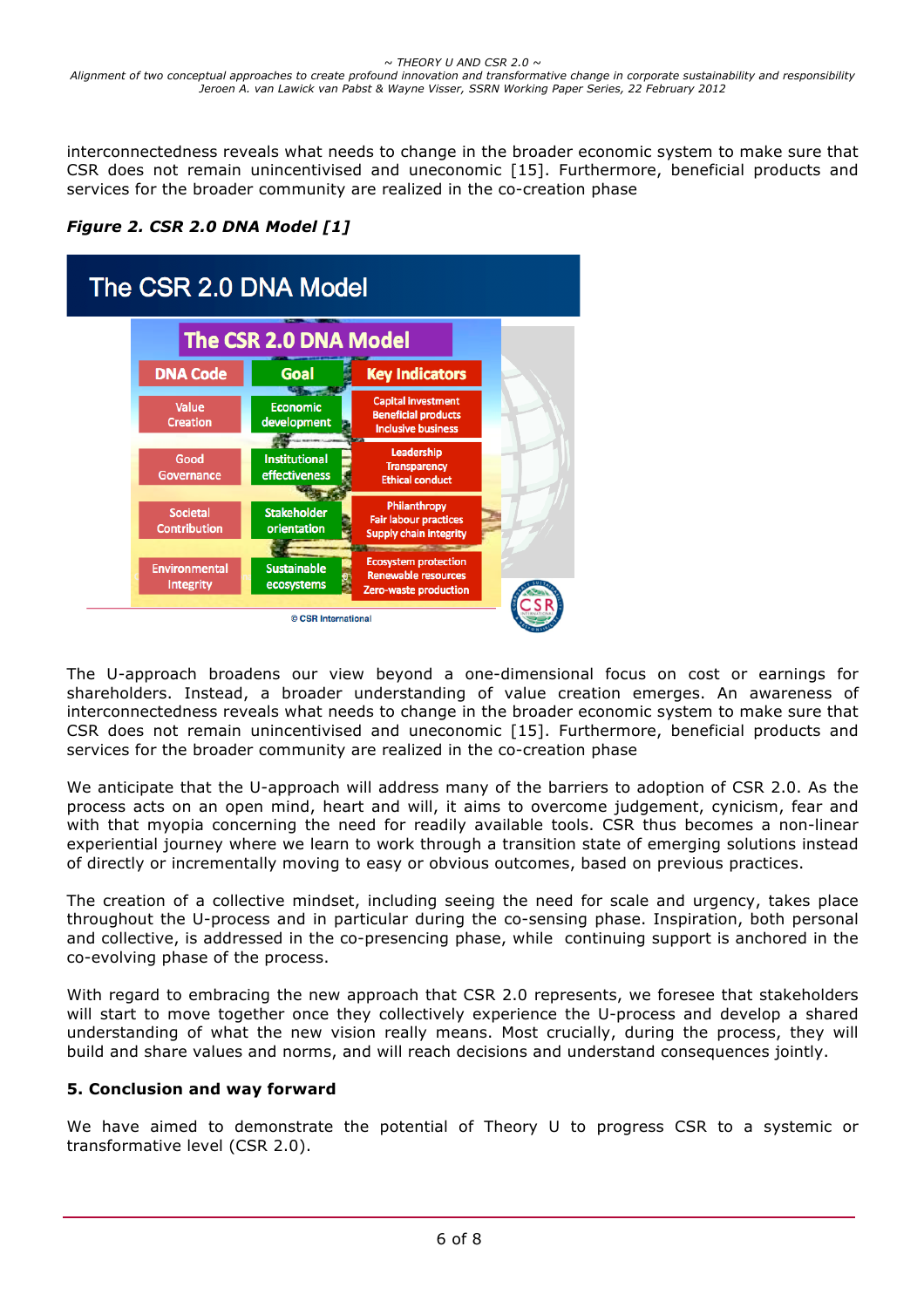interconnectedness reveals what needs to change in the broader economic system to make sure that CSR does not remain unincentivised and uneconomic [15]. Furthermore, beneficial products and services for the broader community are realized in the co-creation phase

***Figure 2. CSR 2.0 DNA Model [1]***

**The CSR 2.0 DNA Model**

| DNA Code | Goal | Key Indicators |
|---|---|---|
| Value Creation | Economic development | Capital investment<br>Beneficial products<br>Inclusive business |
| Good Governance | Institutional effectiveness | Leadership<br>Transparency<br>Ethical conduct |
| Societal Contribution | Stakeholder orientation | Philanthropy<br>Fair labour practices<br>Supply chain integrity |
| Environmental Integrity | Sustainable ecosystems | Ecosystem protection<br>Renewable resources<br>Zero-waste production |

© CSR International

The U-approach broadens our view beyond a one-dimensional focus on cost or earnings for shareholders. Instead, a broader understanding of value creation emerges. An awareness of interconnectedness reveals what needs to change in the broader economic system to make sure that CSR does not remain unincentivised and uneconomic [15]. Furthermore, beneficial products and services for the broader community are realized in the co-creation phase

We anticipate that the U-approach will address many of the barriers to adoption of CSR 2.0. As the process acts on an open mind, heart and will, it aims to overcome judgement, cynicism, fear and with that myopia concerning the need for readily available tools. CSR thus becomes a non-linear experiential journey where we learn to work through a transition state of emerging solutions instead of directly or incrementally moving to easy or obvious outcomes, based on previous practices.

The creation of a collective mindset, including seeing the need for scale and urgency, takes place throughout the U-process and in particular during the co-sensing phase. Inspiration, both personal and collective, is addressed in the co-presencing phase, while continuing support is anchored in the co-evolving phase of the process.

With regard to embracing the new approach that CSR 2.0 represents, we foresee that stakeholders will start to move together once they collectively experience the U-process and develop a shared understanding of what the new vision really means. Most crucially, during the process, they will build and share values and norms, and will reach decisions and understand consequences jointly.

## 5. Conclusion and way forward

We have aimed to demonstrate the potential of Theory U to progress CSR to a systemic or transformative level (CSR 2.0).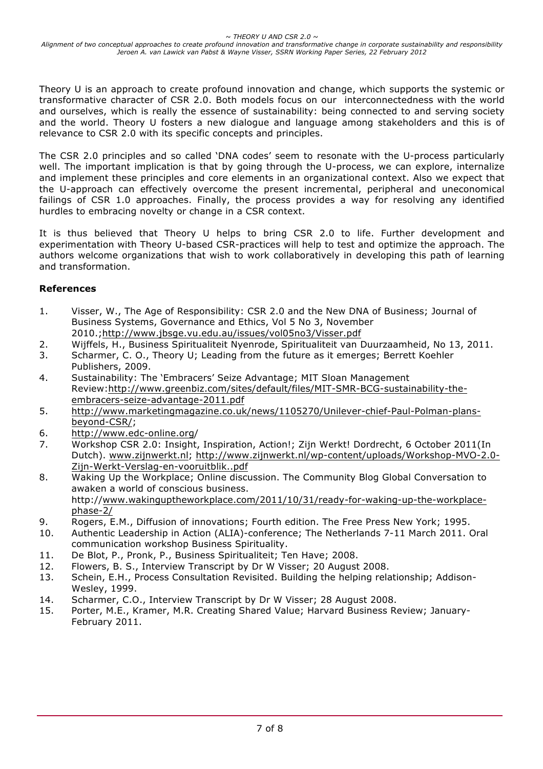Theory U is an approach to create profound innovation and change, which supports the systemic or transformative character of CSR 2.0. Both models focus on our interconnectedness with the world and ourselves, which is really the essence of sustainability: being connected to and serving society and the world. Theory U fosters a new dialogue and language among stakeholders and this is of relevance to CSR 2.0 with its specific concepts and principles.

The CSR 2.0 principles and so called 'DNA codes' seem to resonate with the U-process particularly well. The important implication is that by going through the U-process, we can explore, internalize and implement these principles and core elements in an organizational context. Also we expect that the U-approach can effectively overcome the present incremental, peripheral and uneconomical failings of CSR 1.0 approaches. Finally, the process provides a way for resolving any identified hurdles to embracing novelty or change in a CSR context.

It is thus believed that Theory U helps to bring CSR 2.0 to life. Further development and experimentation with Theory U-based CSR-practices will help to test and optimize the approach. The authors welcome organizations that wish to work collaboratively in developing this path of learning and transformation.

**References**

1. Visser, W., The Age of Responsibility: CSR 2.0 and the New DNA of Business; Journal of Business Systems, Governance and Ethics, Vol 5 No 3, November 2010.;http://www.jbsge.vu.edu.au/issues/vol05no3/Visser.pdf
2. Wijffels, H., Business Spiritualiteit Nyenrode, Spiritualiteit van Duurzaamheid, No 13, 2011.
3. Scharmer, C. O., Theory U; Leading from the future as it emerges; Berrett Koehler Publishers, 2009.
4. Sustainability: The 'Embracers' Seize Advantage; MIT Sloan Management Review:http://www.greenbiz.com/sites/default/files/MIT-SMR-BCG-sustainability-the-embracers-seize-advantage-2011.pdf
5. http://www.marketingmagazine.co.uk/news/1105270/Unilever-chief-Paul-Polman-plans-beyond-CSR/;
6. http://www.edc-online.org/
7. Workshop CSR 2.0: Insight, Inspiration, Action!; Zijn Werkt! Dordrecht, 6 October 2011(In Dutch). www.zijnwerkt.nl; http://www.zijnwerkt.nl/wp-content/uploads/Workshop-MVO-2.0-Zijn-Werkt-Verslag-en-vooruitblik..pdf
8. Waking Up the Workplace; Online discussion. The Community Blog Global Conversation to awaken a world of conscious business. http://www.wakinguptheworkplace.com/2011/10/31/ready-for-waking-up-the-workplace-phase-2/
9. Rogers, E.M., Diffusion of innovations; Fourth edition. The Free Press New York; 1995.
10. Authentic Leadership in Action (ALIA)-conference; The Netherlands 7-11 March 2011. Oral communication workshop Business Spirituality.
11. De Blot, P., Pronk, P., Business Spiritualiteit; Ten Have; 2008.
12. Flowers, B. S., Interview Transcript by Dr W Visser; 20 August 2008.
13. Schein, E.H., Process Consultation Revisited. Building the helping relationship; Addison-Wesley, 1999.
14. Scharmer, C.O., Interview Transcript by Dr W Visser; 28 August 2008.
15. Porter, M.E., Kramer, M.R. Creating Shared Value; Harvard Business Review; January-February 2011.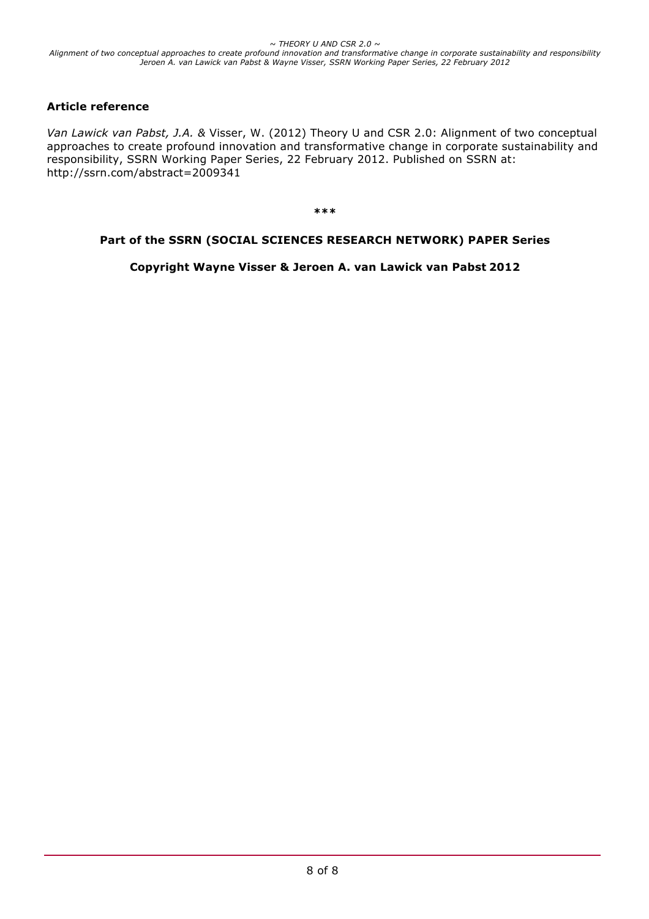### Article reference

*Van Lawick van Pabst, J.A. &* Visser, W. (2012) Theory U and CSR 2.0: Alignment of two conceptual approaches to create profound innovation and transformative change in corporate sustainability and responsibility, SSRN Working Paper Series, 22 February 2012. Published on SSRN at: http://ssrn.com/abstract=2009341

***

**Part of the SSRN (SOCIAL SCIENCES RESEARCH NETWORK) PAPER Series**

**Copyright Wayne Visser & Jeroen A. van Lawick van Pabst 2012**